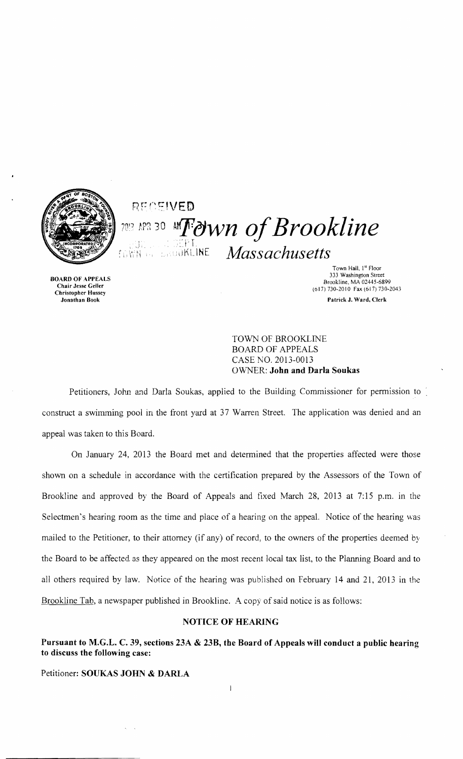RECEIVED

2013 APR 30 AM

# Town of Brookline

## Massachusetts

**BOARD OF APPEALS**
**Chair Jesse Geller**
**Christopher Hussey**
**Jonathan Book**

Town Hall, 1st Floor
333 Washington Street
Brookline, MA 02445-6899
(617) 730-2010 Fax (617) 730-2043
**Patrick J. Ward, Clerk**

TOWN OF BROOKLINE
BOARD OF APPEALS
CASE NO. 2013-0013
OWNER: **John and Darla Soukas**

Petitioners, John and Darla Soukas, applied to the Building Commissioner for permission to construct a swimming pool in the front yard at 37 Warren Street. The application was denied and an appeal was taken to this Board.

On January 24, 2013 the Board met and determined that the properties affected were those shown on a schedule in accordance with the certification prepared by the Assessors of the Town of Brookline and approved by the Board of Appeals and fixed March 28, 2013 at 7:15 p.m. in the Selectmen's hearing room as the time and place of a hearing on the appeal. Notice of the hearing was mailed to the Petitioner, to their attorney (if any) of record, to the owners of the properties deemed by the Board to be affected as they appeared on the most recent local tax list, to the Planning Board and to all others required by law. Notice of the hearing was published on February 14 and 21, 2013 in the Brookline Tab, a newspaper published in Brookline. A copy of said notice is as follows:

### NOTICE OF HEARING

**Pursuant to M.G.L. C. 39, sections 23A & 23B, the Board of Appeals will conduct a public hearing to discuss the following case:**

Petitioner: **SOUKAS JOHN & DARLA**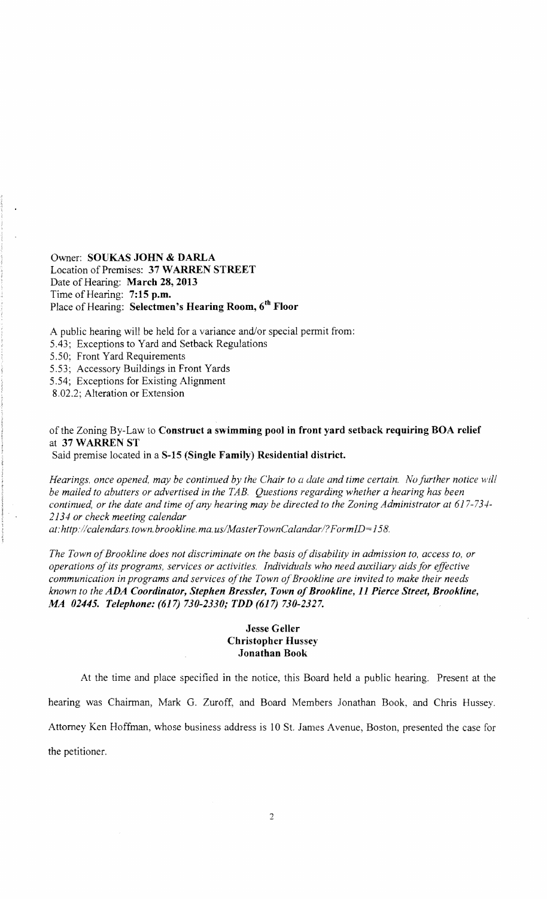Owner: **SOUKAS JOHN & DARLA**
Location of Premises: **37 WARREN STREET**
Date of Hearing: **March 28, 2013**
Time of Hearing: **7:15 p.m.**
Place of Hearing: **Selectmen's Hearing Room, 6th Floor**

A public hearing will be held for a variance and/or special permit from:
5.43; Exceptions to Yard and Setback Regulations
5.50; Front Yard Requirements
5.53; Accessory Buildings in Front Yards
5.54; Exceptions for Existing Alignment
8.02.2; Alteration or Extension

of the Zoning By-Law to **Construct a swimming pool in front yard setback requiring BOA relief** at **37 WARREN ST**
Said premise located in a **S-15 (Single Family) Residential district.**

*Hearings, once opened, may be continued by the Chair to a date and time certain. No further notice will be mailed to abutters or advertised in the TAB. Questions regarding whether a hearing has been continued, or the date and time of any hearing may be directed to the Zoning Administrator at 617-734-2134 or check meeting calendar at:http://calendars.town.brookline.ma.us/MasterTownCalandar/?FormID=158.*

*The Town of Brookline does not discriminate on the basis of disability in admission to, access to, or operations of its programs, services or activities. Individuals who need auxiliary aids for effective communication in programs and services of the Town of Brookline are invited to make their needs known to the* ***ADA Coordinator, Stephen Bressler, Town of Brookline, 11 Pierce Street, Brookline, MA 02445. Telephone: (617) 730-2330; TDD (617) 730-2327.***

**Jesse Geller**
**Christopher Hussey**
**Jonathan Book**

At the time and place specified in the notice, this Board held a public hearing. Present at the hearing was Chairman, Mark G. Zuroff, and Board Members Jonathan Book, and Chris Hussey. Attorney Ken Hoffman, whose business address is 10 St. James Avenue, Boston, presented the case for the petitioner.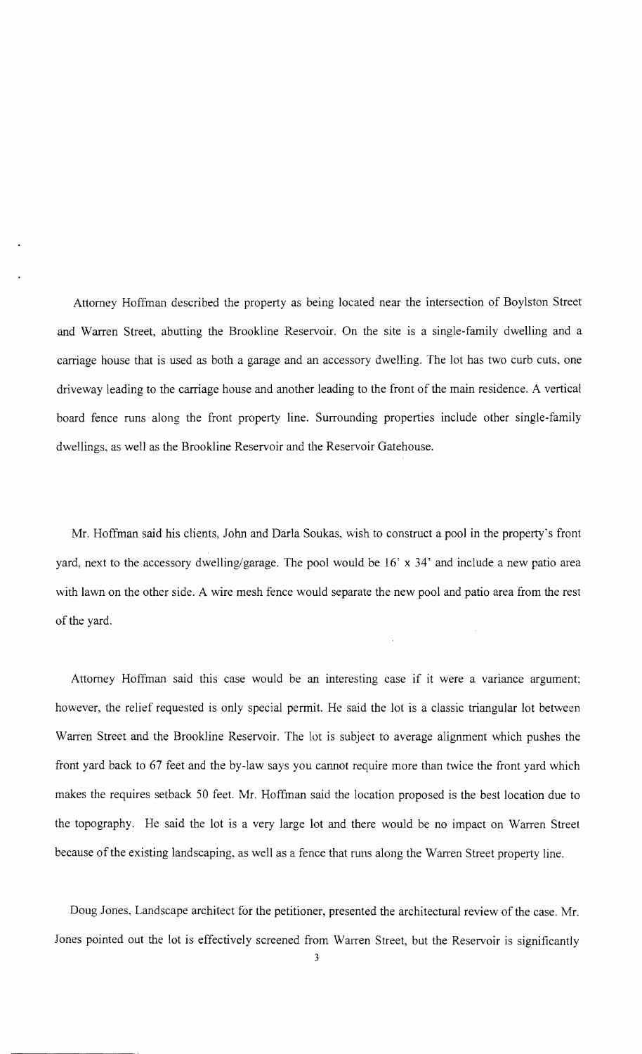Attorney Hoffman described the property as being located near the intersection of Boylston Street and Warren Street, abutting the Brookline Reservoir. On the site is a single-family dwelling and a carriage house that is used as both a garage and an accessory dwelling. The lot has two curb cuts, one driveway leading to the carriage house and another leading to the front of the main residence. A vertical board fence runs along the front property line. Surrounding properties include other single-family dwellings, as well as the Brookline Reservoir and the Reservoir Gatehouse.

Mr. Hoffman said his clients, John and Darla Soukas, wish to construct a pool in the property's front yard, next to the accessory dwelling/garage. The pool would be 16' x 34' and include a new patio area with lawn on the other side. A wire mesh fence would separate the new pool and patio area from the rest of the yard.

Attorney Hoffman said this case would be an interesting case if it were a variance argument; however, the relief requested is only special permit. He said the lot is a classic triangular lot between Warren Street and the Brookline Reservoir. The lot is subject to average alignment which pushes the front yard back to 67 feet and the by-law says you cannot require more than twice the front yard which makes the requires setback 50 feet. Mr. Hoffman said the location proposed is the best location due to the topography. He said the lot is a very large lot and there would be no impact on Warren Street because of the existing landscaping, as well as a fence that runs along the Warren Street property line.

Doug Jones, Landscape architect for the petitioner, presented the architectural review of the case. Mr. Jones pointed out the lot is effectively screened from Warren Street, but the Reservoir is significantly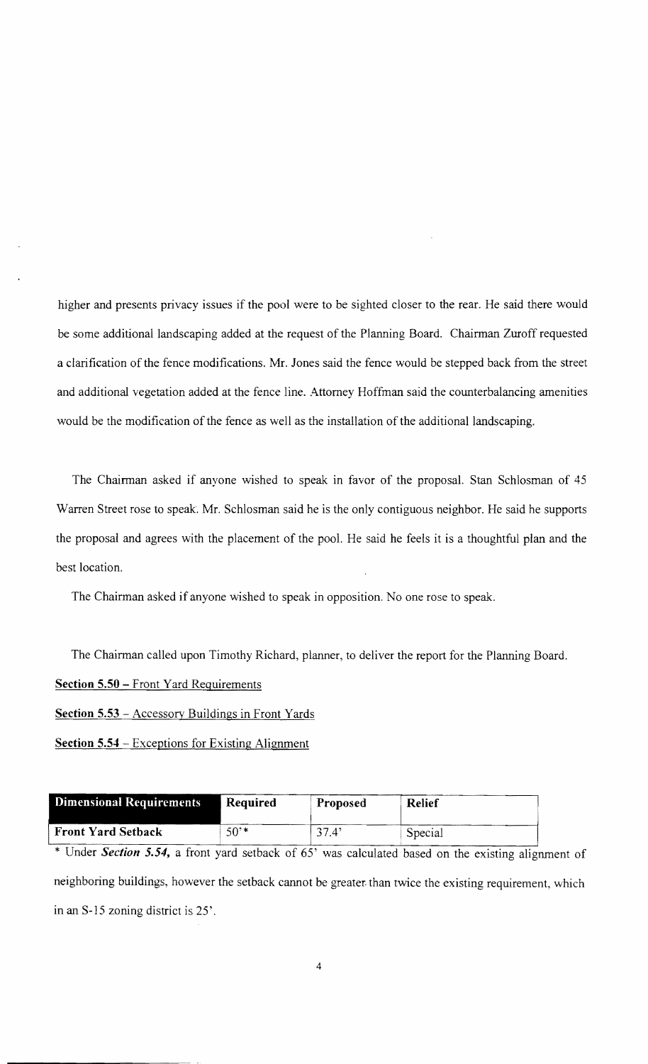higher and presents privacy issues if the pool were to be sighted closer to the rear. He said there would be some additional landscaping added at the request of the Planning Board. Chairman Zuroff requested a clarification of the fence modifications. Mr. Jones said the fence would be stepped back from the street and additional vegetation added at the fence line. Attorney Hoffman said the counterbalancing amenities would be the modification of the fence as well as the installation of the additional landscaping.

The Chairman asked if anyone wished to speak in favor of the proposal. Stan Schlosman of 45 Warren Street rose to speak. Mr. Schlosman said he is the only contiguous neighbor. He said he supports the proposal and agrees with the placement of the pool. He said he feels it is a thoughtful plan and the best location.

The Chairman asked if anyone wished to speak in opposition. No one rose to speak.

The Chairman called upon Timothy Richard, planner, to deliver the report for the Planning Board.

**Section 5.50** – Front Yard Requirements

**Section 5.53** – Accessory Buildings in Front Yards

**Section 5.54** – Exceptions for Existing Alignment

| Dimensional Requirements | Required | Proposed | Relief |
|---|---|---|---|
| Front Yard Setback | 50'* | 37.4' | Special |

* Under ***Section 5.54***, a front yard setback of 65' was calculated based on the existing alignment of neighboring buildings, however the setback cannot be greater than twice the existing requirement, which in an S-15 zoning district is 25'.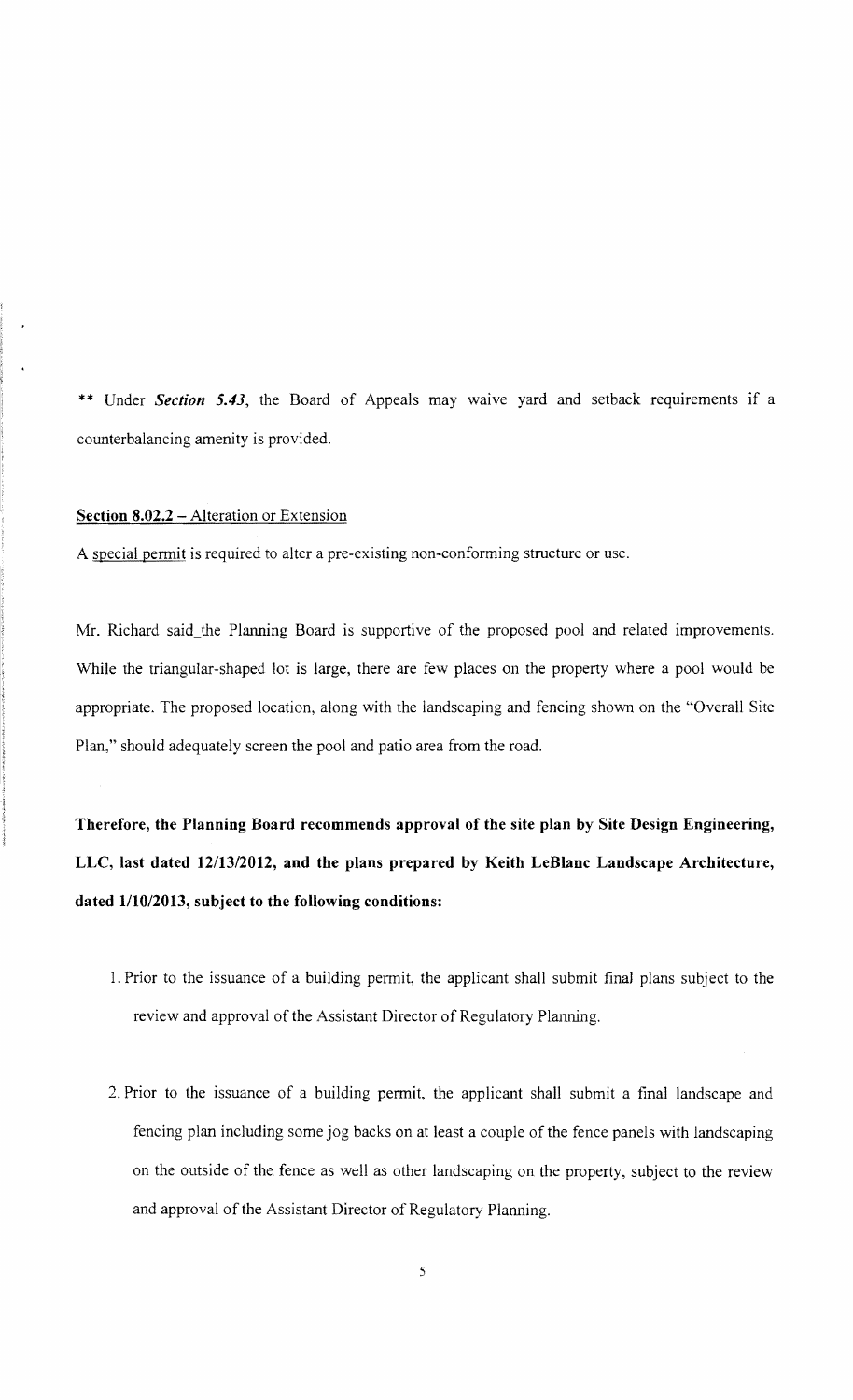** Under ***Section 5.43***, the Board of Appeals may waive yard and setback requirements if a counterbalancing amenity is provided.

**Section 8.02.2** – Alteration or Extension

A special permit is required to alter a pre-existing non-conforming structure or use.

Mr. Richard said the Planning Board is supportive of the proposed pool and related improvements. While the triangular-shaped lot is large, there are few places on the property where a pool would be appropriate. The proposed location, along with the landscaping and fencing shown on the "Overall Site Plan," should adequately screen the pool and patio area from the road.

**Therefore, the Planning Board recommends approval of the site plan by Site Design Engineering, LLC, last dated 12/13/2012, and the plans prepared by Keith LeBlanc Landscape Architecture, dated 1/10/2013, subject to the following conditions:**

1. Prior to the issuance of a building permit, the applicant shall submit final plans subject to the review and approval of the Assistant Director of Regulatory Planning.

2. Prior to the issuance of a building permit, the applicant shall submit a final landscape and fencing plan including some jog backs on at least a couple of the fence panels with landscaping on the outside of the fence as well as other landscaping on the property, subject to the review and approval of the Assistant Director of Regulatory Planning.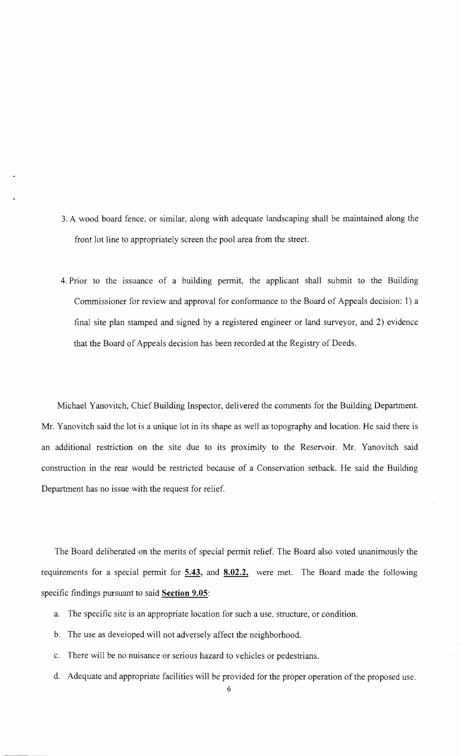3. A wood board fence, or similar, along with adequate landscaping shall be maintained along the front lot line to appropriately screen the pool area from the street.

4. Prior to the issuance of a building permit, the applicant shall submit to the Building Commissioner for review and approval for conformance to the Board of Appeals decision: 1) a final site plan stamped and signed by a registered engineer or land surveyor, and 2) evidence that the Board of Appeals decision has been recorded at the Registry of Deeds.

Michael Yanovitch, Chief Building Inspector, delivered the comments for the Building Department. Mr. Yanovitch said the lot is a unique lot in its shape as well as topography and location. He said there is an additional restriction on the site due to its proximity to the Reservoir. Mr. Yanovitch said construction in the rear would be restricted because of a Conservation setback. He said the Building Department has no issue with the request for relief.

The Board deliberated on the merits of special permit relief. The Board also voted unanimously the requirements for a special permit for **5.43,** and **8.02.2,** were met. The Board made the following specific findings pursuant to said **Section 9.05**:

a. The specific site is an appropriate location for such a use, structure, or condition.

b. The use as developed will not adversely affect the neighborhood.

c. There will be no nuisance or serious hazard to vehicles or pedestrians.

d. Adequate and appropriate facilities will be provided for the proper operation of the proposed use.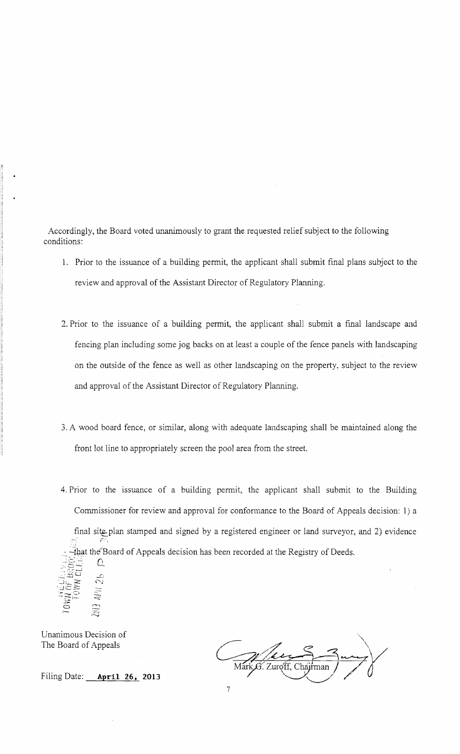Accordingly, the Board voted unanimously to grant the requested relief subject to the following conditions:

1. Prior to the issuance of a building permit, the applicant shall submit final plans subject to the review and approval of the Assistant Director of Regulatory Planning.

2. Prior to the issuance of a building permit, the applicant shall submit a final landscape and fencing plan including some jog backs on at least a couple of the fence panels with landscaping on the outside of the fence as well as other landscaping on the property, subject to the review and approval of the Assistant Director of Regulatory Planning.

3. A wood board fence, or similar, along with adequate landscaping shall be maintained along the front lot line to appropriately screen the pool area from the street.

4. Prior to the issuance of a building permit, the applicant shall submit to the Building Commissioner for review and approval for conformance to the Board of Appeals decision: 1) a final site plan stamped and signed by a registered engineer or land surveyor, and 2) evidence that the Board of Appeals decision has been recorded at the Registry of Deeds.

Unanimous Decision of
The Board of Appeals

Filing Date: **April 26, 2013**

Mark G. Zuroff, Chairman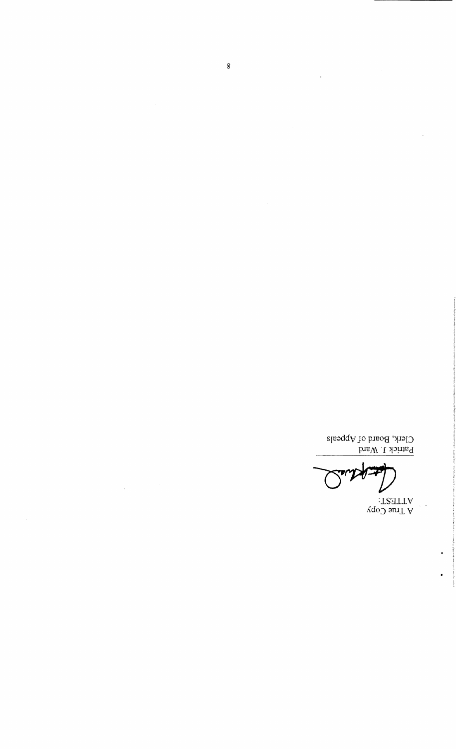A True Copy
ATTEST:

Patrick J. Ward
Clerk, Board of Appeals